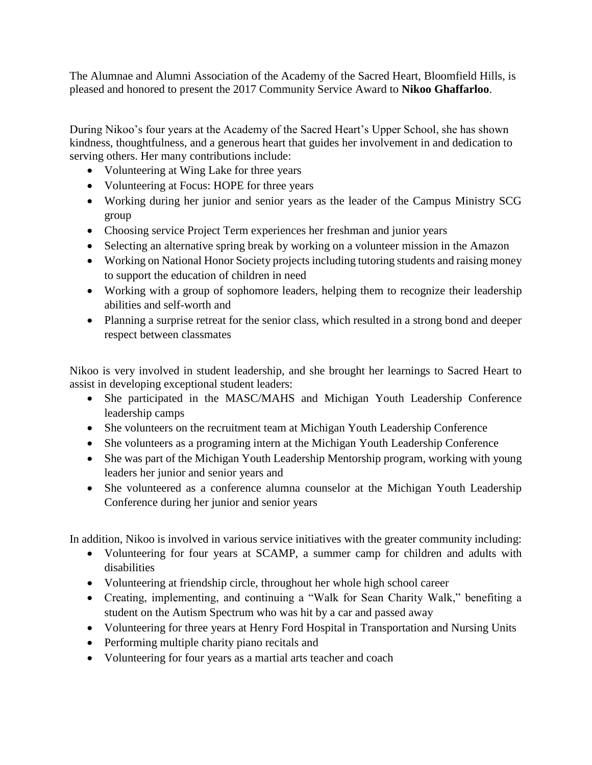The Alumnae and Alumni Association of the Academy of the Sacred Heart, Bloomfield Hills, is pleased and honored to present the 2017 Community Service Award to **Nikoo Ghaffarloo**.

During Nikoo's four years at the Academy of the Sacred Heart's Upper School, she has shown kindness, thoughtfulness, and a generous heart that guides her involvement in and dedication to serving others. Her many contributions include:

- Volunteering at Wing Lake for three years
- Volunteering at Focus: HOPE for three years
- Working during her junior and senior years as the leader of the Campus Ministry SCG group
- Choosing service Project Term experiences her freshman and junior years
- Selecting an alternative spring break by working on a volunteer mission in the Amazon
- Working on National Honor Society projects including tutoring students and raising money to support the education of children in need
- Working with a group of sophomore leaders, helping them to recognize their leadership abilities and self-worth and
- Planning a surprise retreat for the senior class, which resulted in a strong bond and deeper respect between classmates

Nikoo is very involved in student leadership, and she brought her learnings to Sacred Heart to assist in developing exceptional student leaders:

- She participated in the MASC/MAHS and Michigan Youth Leadership Conference leadership camps
- She volunteers on the recruitment team at Michigan Youth Leadership Conference
- She volunteers as a programing intern at the Michigan Youth Leadership Conference
- She was part of the Michigan Youth Leadership Mentorship program, working with young leaders her junior and senior years and
- She volunteered as a conference alumna counselor at the Michigan Youth Leadership Conference during her junior and senior years

In addition, Nikoo is involved in various service initiatives with the greater community including:

- Volunteering for four years at SCAMP, a summer camp for children and adults with disabilities
- Volunteering at friendship circle, throughout her whole high school career
- Creating, implementing, and continuing a "Walk for Sean Charity Walk," benefiting a student on the Autism Spectrum who was hit by a car and passed away
- Volunteering for three years at Henry Ford Hospital in Transportation and Nursing Units
- Performing multiple charity piano recitals and
- Volunteering for four years as a martial arts teacher and coach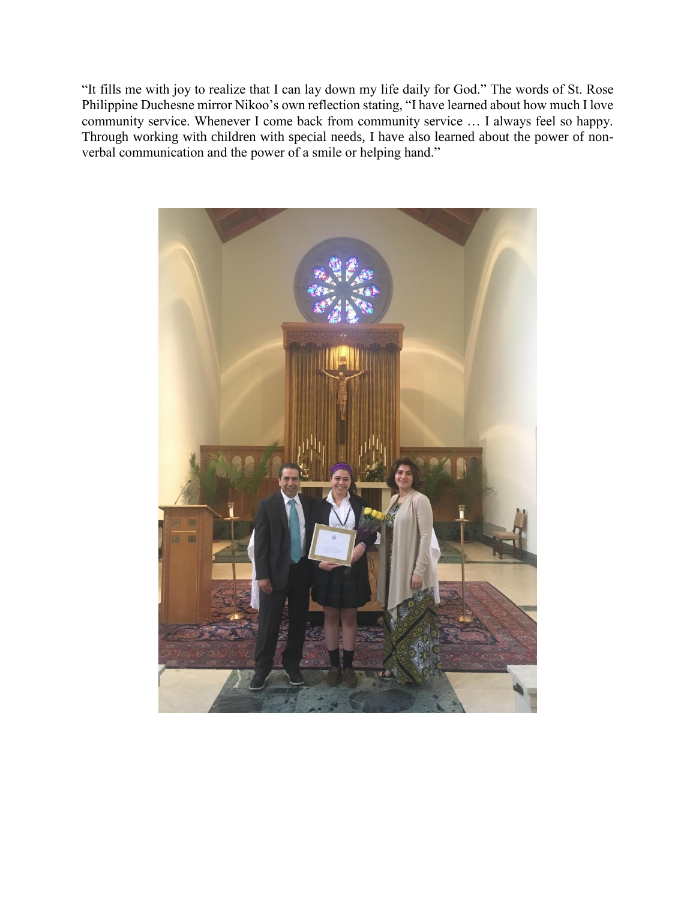"It fills me with joy to realize that I can lay down my life daily for God." The words of St. Rose Philippine Duchesne mirror Nikoo's own reflection stating, "I have learned about how much I love community service. Whenever I come back from community service … I always feel so happy. Through working with children with special needs, I have also learned about the power of non-verbal communication and the power of a smile or helping hand."